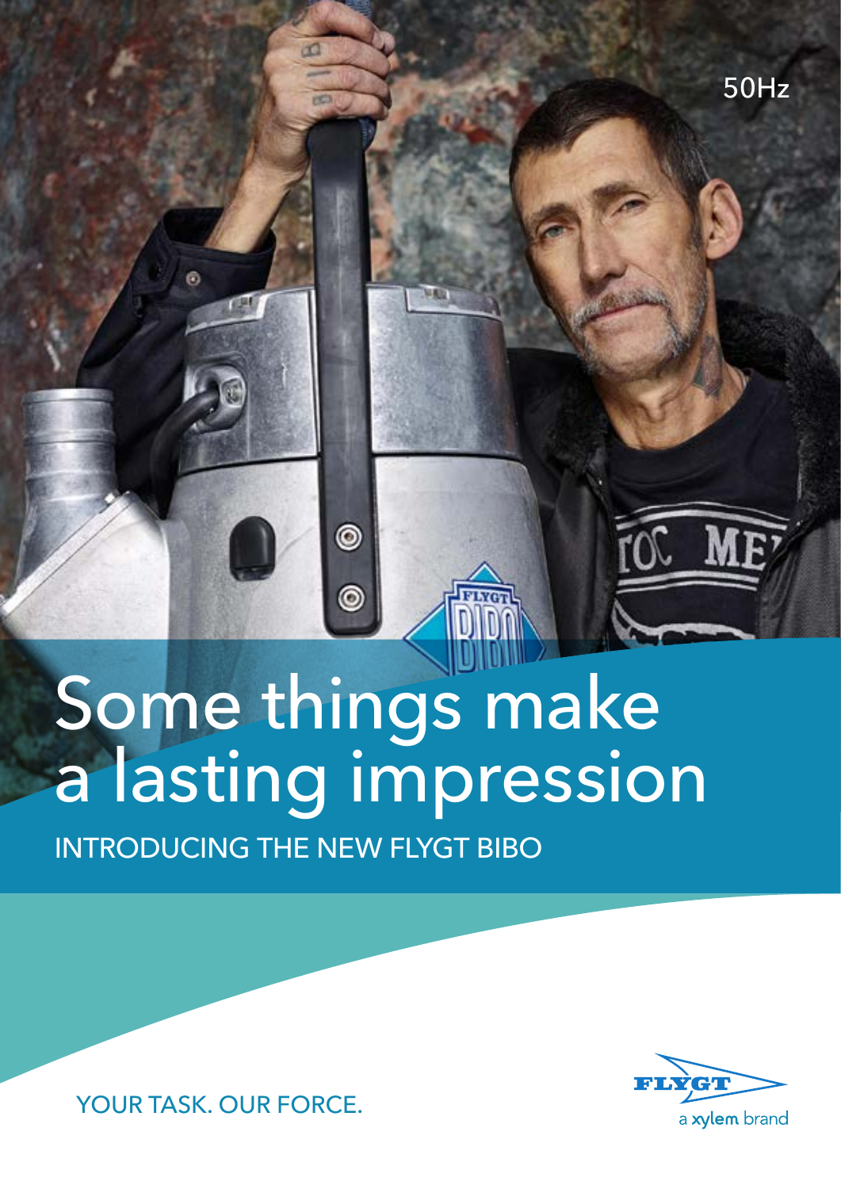50Hz

# Some things make a lasting impression

INTRODUCING THE NEW FLYGT BIBO

YOUR TASK. OUR FORCE.

FLYGT
a xylem brand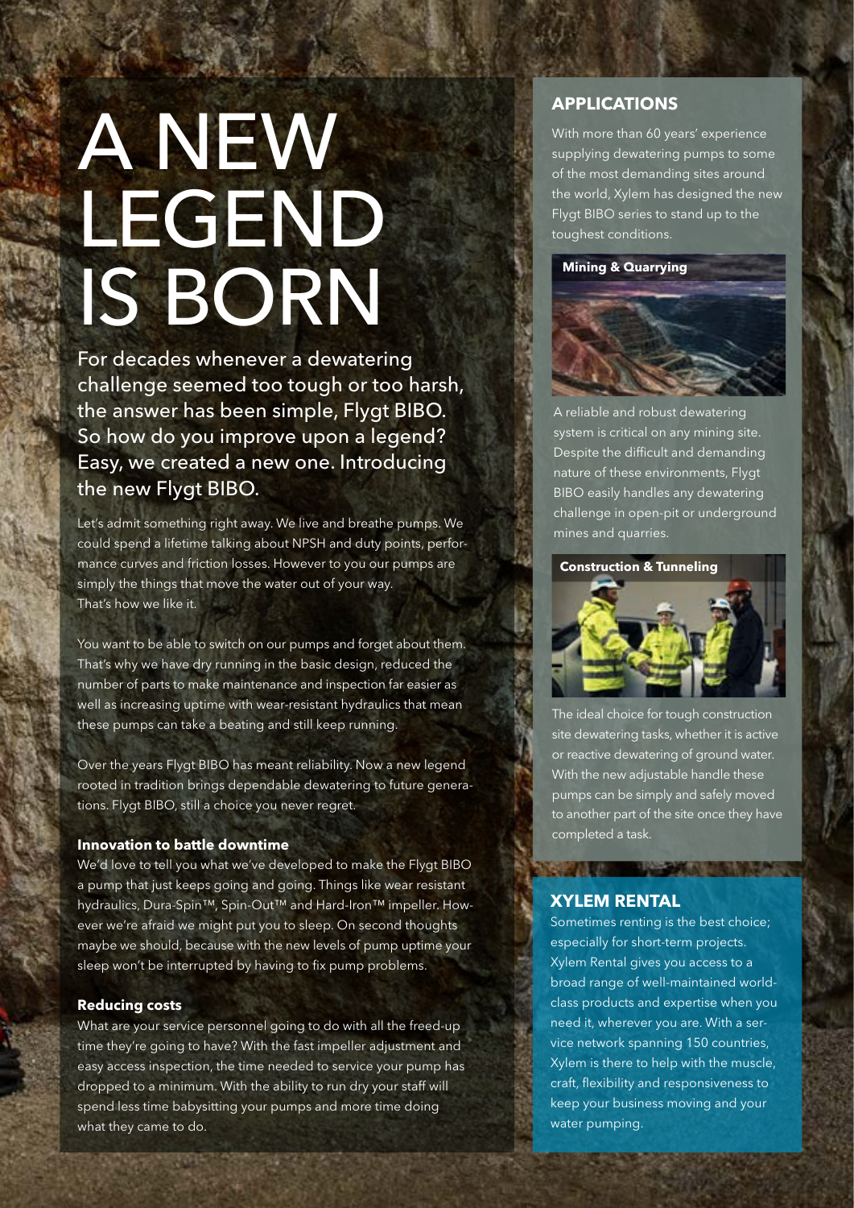# A NEW LEGEND IS BORN

For decades whenever a dewatering challenge seemed too tough or too harsh, the answer has been simple, Flygt BIBO. So how do you improve upon a legend? Easy, we created a new one. Introducing the new Flygt BIBO.

Let's admit something right away. We live and breathe pumps. We could spend a lifetime talking about NPSH and duty points, performance curves and friction losses. However to you our pumps are simply the things that move the water out of your way. That's how we like it.

You want to be able to switch on our pumps and forget about them. That's why we have dry running in the basic design, reduced the number of parts to make maintenance and inspection far easier as well as increasing uptime with wear-resistant hydraulics that mean these pumps can take a beating and still keep running.

Over the years Flygt BIBO has meant reliability. Now a new legend rooted in tradition brings dependable dewatering to future generations. Flygt BIBO, still a choice you never regret.

### Innovation to battle downtime

We'd love to tell you what we've developed to make the Flygt BIBO a pump that just keeps going and going. Things like wear resistant hydraulics, Dura-Spin™, Spin-Out™ and Hard-Iron™ impeller. However we're afraid we might put you to sleep. On second thoughts maybe we should, because with the new levels of pump uptime your sleep won't be interrupted by having to fix pump problems.

### Reducing costs

What are your service personnel going to do with all the freed-up time they're going to have? With the fast impeller adjustment and easy access inspection, the time needed to service your pump has dropped to a minimum. With the ability to run dry your staff will spend less time babysitting your pumps and more time doing what they came to do.

## APPLICATIONS

With more than 60 years' experience supplying dewatering pumps to some of the most demanding sites around the world, Xylem has designed the new Flygt BIBO series to stand up to the toughest conditions.

### Mining & Quarrying

A reliable and robust dewatering system is critical on any mining site. Despite the difficult and demanding nature of these environments, Flygt BIBO easily handles any dewatering challenge in open-pit or underground mines and quarries.

### Construction & Tunneling

The ideal choice for tough construction site dewatering tasks, whether it is active or reactive dewatering of ground water. With the new adjustable handle these pumps can be simply and safely moved to another part of the site once they have completed a task.

## XYLEM RENTAL

Sometimes renting is the best choice; especially for short-term projects. Xylem Rental gives you access to a broad range of well-maintained world-class products and expertise when you need it, wherever you are. With a service network spanning 150 countries, Xylem is there to help with the muscle, craft, flexibility and responsiveness to keep your business moving and your water pumping.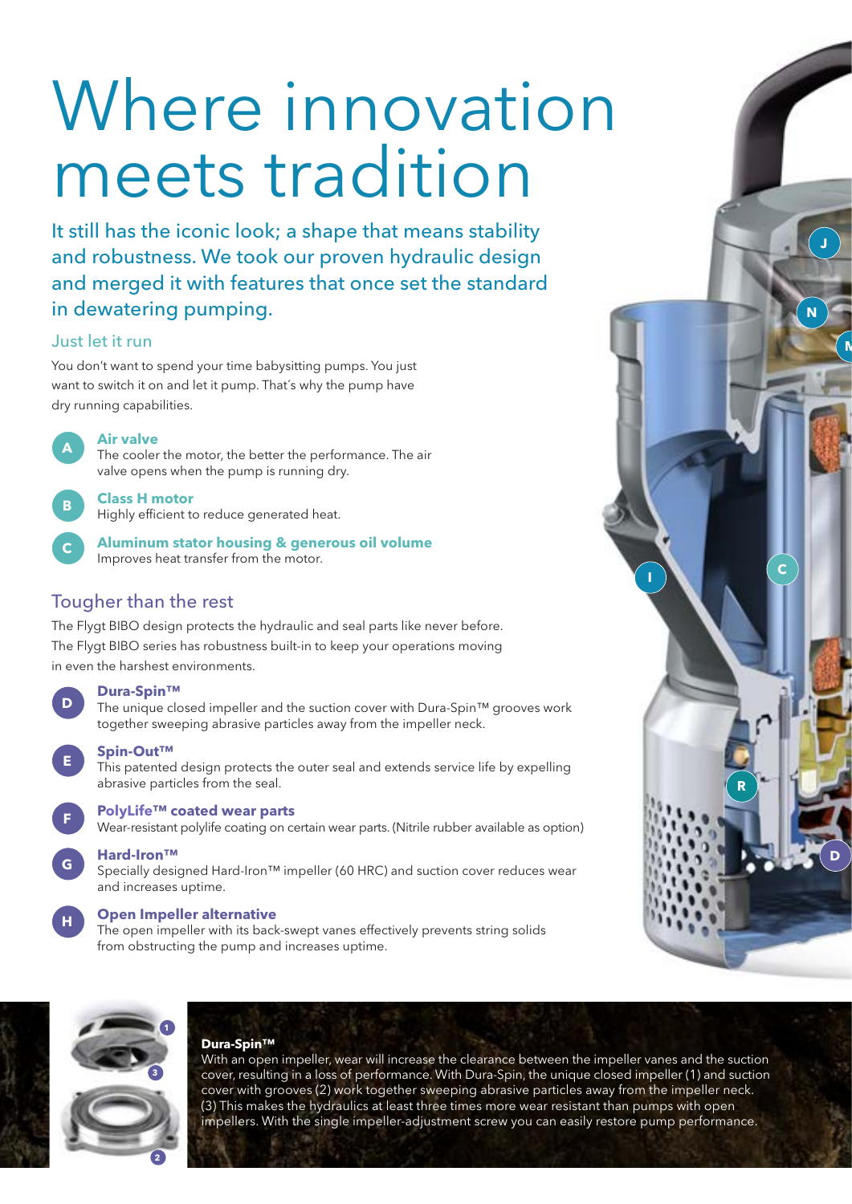# Where innovation meets tradition

It still has the iconic look; a shape that means stability and robustness. We took our proven hydraulic design and merged it with features that once set the standard in dewatering pumping.

## Just let it run

You don't want to spend your time babysitting pumps. You just want to switch it on and let it pump. That´s why the pump have dry running capabilities.

**A** — **Air valve**
The cooler the motor, the better the performance. The air valve opens when the pump is running dry.

**B** — **Class H motor**
Highly efficient to reduce generated heat.

**C** — **Aluminum stator housing & generous oil volume**
Improves heat transfer from the motor.

## Tougher than the rest

The Flygt BIBO design protects the hydraulic and seal parts like never before. The Flygt BIBO series has robustness built-in to keep your operations moving in even the harshest environments.

**D** — **Dura-Spin™**
The unique closed impeller and the suction cover with Dura-Spin™ grooves work together sweeping abrasive particles away from the impeller neck.

**E** — **Spin-Out™**
This patented design protects the outer seal and extends service life by expelling abrasive particles from the seal.

**F** — **PolyLife™ coated wear parts**
Wear-resistant polylife coating on certain wear parts. (Nitrile rubber available as option)

**G** — **Hard-Iron™**
Specially designed Hard-Iron™ impeller (60 HRC) and suction cover reduces wear and increases uptime.

**H** — **Open Impeller alternative**
The open impeller with its back-swept vanes effectively prevents string solids from obstructing the pump and increases uptime.

**Dura-Spin™**
With an open impeller, wear will increase the clearance between the impeller vanes and the suction cover, resulting in a loss of performance. With Dura-Spin, the unique closed impeller (1) and suction cover with grooves (2) work together sweeping abrasive particles away from the impeller neck. (3) This makes the hydraulics at least three times more wear resistant than pumps with open impellers. With the single impeller-adjustment screw you can easily restore pump performance.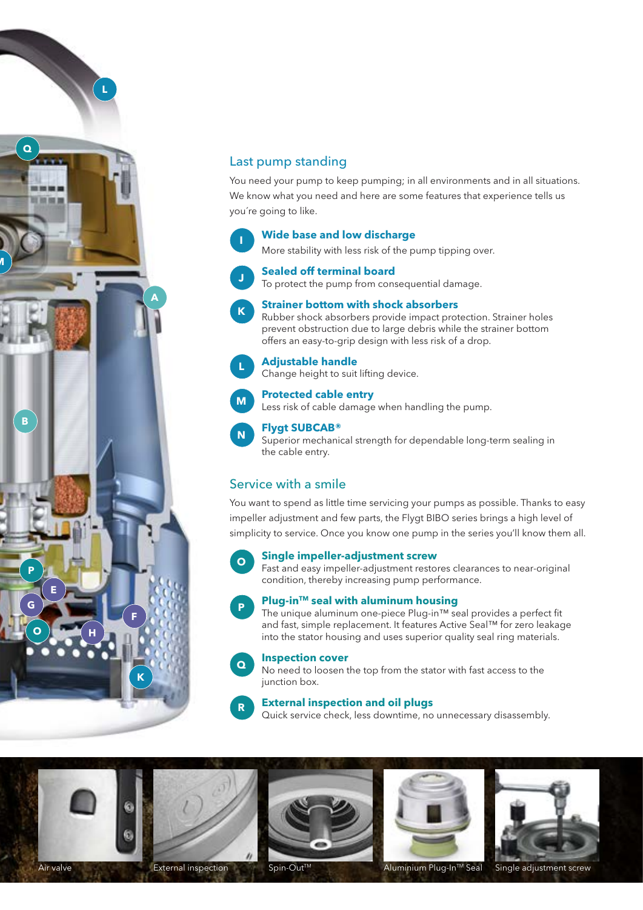## Last pump standing

You need your pump to keep pumping; in all environments and in all situations. We know what you need and here are some features that experience tells us you´re going to like.

**I** **Wide base and low discharge**
More stability with less risk of the pump tipping over.

**J** **Sealed off terminal board**
To protect the pump from consequential damage.

**K** **Strainer bottom with shock absorbers**
Rubber shock absorbers provide impact protection. Strainer holes prevent obstruction due to large debris while the strainer bottom offers an easy-to-grip design with less risk of a drop.

**L** **Adjustable handle**
Change height to suit lifting device.

**M** **Protected cable entry**
Less risk of cable damage when handling the pump.

**N** **Flygt SUBCAB®**
Superior mechanical strength for dependable long-term sealing in the cable entry.

## Service with a smile

You want to spend as little time servicing your pumps as possible. Thanks to easy impeller adjustment and few parts, the Flygt BIBO series brings a high level of simplicity to service. Once you know one pump in the series you'll know them all.

**O** **Single impeller-adjustment screw**
Fast and easy impeller-adjustment restores clearances to near-original condition, thereby increasing pump performance.

**P** **Plug-in™ seal with aluminum housing**
The unique aluminum one-piece Plug-in™ seal provides a perfect fit and fast, simple replacement. It features Active Seal™ for zero leakage into the stator housing and uses superior quality seal ring materials.

**Q** **Inspection cover**
No need to loosen the top from the stator with fast access to the junction box.

**R** **External inspection and oil plugs**
Quick service check, less downtime, no unnecessary disassembly.

Air valve

External inspection

Spin-Out™

Aluminium Plug-In™ Seal

Single adjustment screw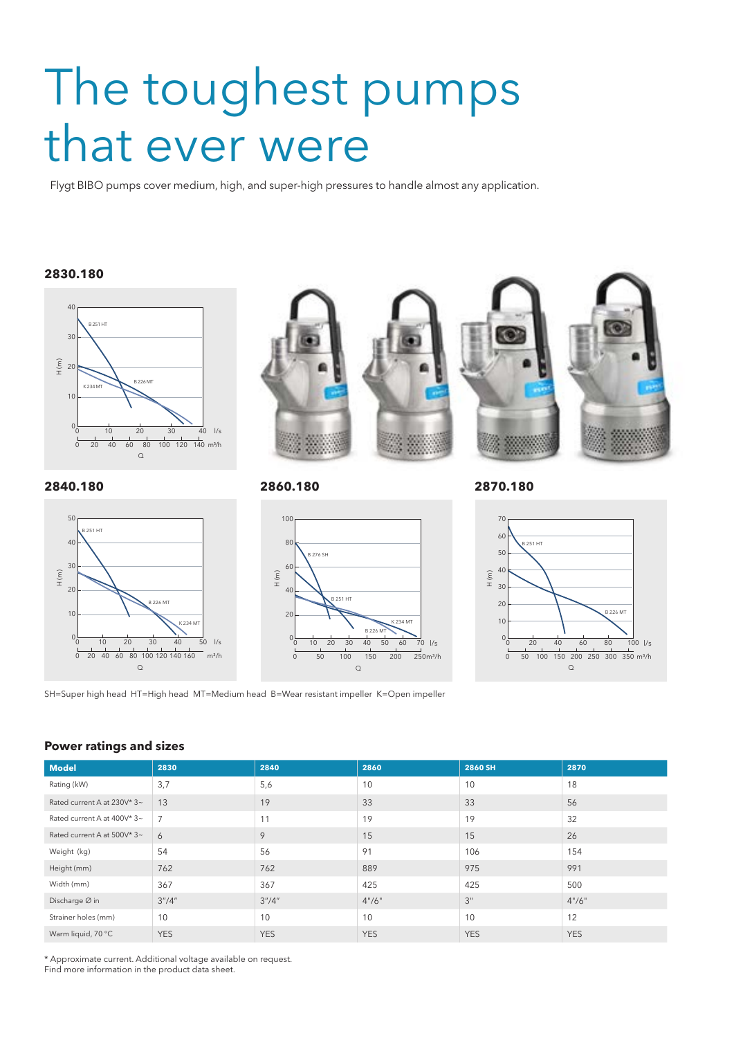# The toughest pumps that ever were

Flygt BIBO pumps cover medium, high, and super-high pressures to handle almost any application.

**2830.180**

**2840.180**

**2860.180**

**2870.180**

SH=Super high head HT=High head MT=Medium head B=Wear resistant impeller K=Open impeller

## Power ratings and sizes

| Model | 2830 | 2840 | 2860 | 2860 SH | 2870 |
|---|---|---|---|---|---|
| Rating (kW) | 3,7 | 5,6 | 10 | 10 | 18 |
| Rated current A at 230V* 3~ | 13 | 19 | 33 | 33 | 56 |
| Rated current A at 400V* 3~ | 7 | 11 | 19 | 19 | 32 |
| Rated current A at 500V* 3~ | 6 | 9 | 15 | 15 | 26 |
| Weight (kg) | 54 | 56 | 91 | 106 | 154 |
| Height (mm) | 762 | 762 | 889 | 975 | 991 |
| Width (mm) | 367 | 367 | 425 | 425 | 500 |
| Discharge Ø in | 3"/4" | 3"/4" | 4"/6" | 3" | 4"/6" |
| Strainer holes (mm) | 10 | 10 | 10 | 10 | 12 |
| Warm liquid, 70 °C | YES | YES | YES | YES | YES |

\* Approximate current. Additional voltage available on request.
Find more information in the product data sheet.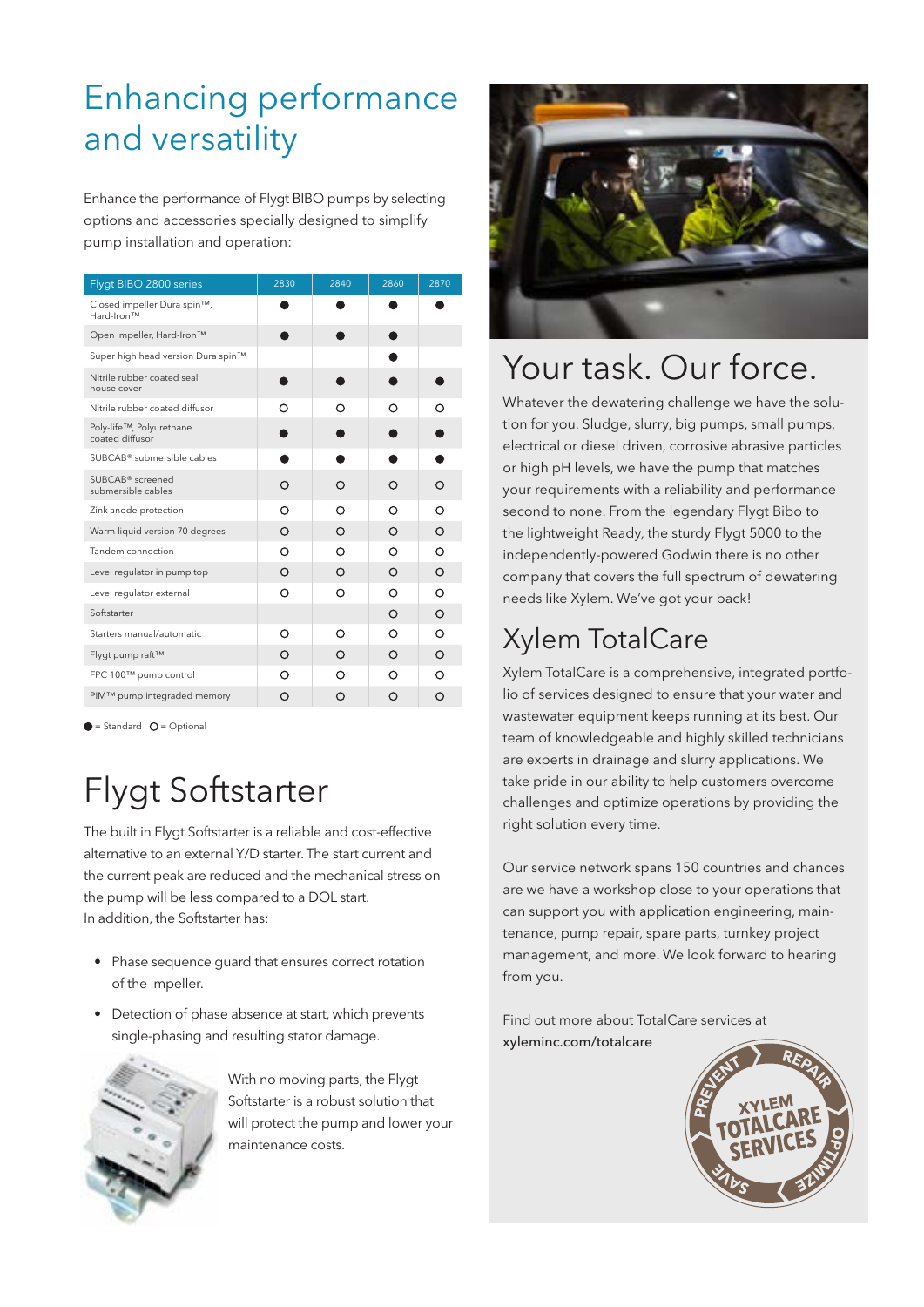# Enhancing performance and versatility

Enhance the performance of Flygt BIBO pumps by selecting options and accessories specially designed to simplify pump installation and operation:

| Flygt BIBO 2800 series | 2830 | 2840 | 2860 | 2870 |
|---|---|---|---|---|
| Closed impeller Dura spin™, Hard-Iron™ | ● | ● | ● | ● |
| Open Impeller, Hard-Iron™ | ● | ● | ● | |
| Super high head version Dura spin™ | | | ● | |
| Nitrile rubber coated seal house cover | ● | ● | ● | ● |
| Nitrile rubber coated diffusor | ○ | ○ | ○ | ○ |
| Poly-life™, Polyurethane coated diffusor | ● | ● | ● | ● |
| SUBCAB® submersible cables | ● | ● | ● | ● |
| SUBCAB® screened submersible cables | ○ | ○ | ○ | ○ |
| Zink anode protection | ○ | ○ | ○ | ○ |
| Warm liquid version 70 degrees | ○ | ○ | ○ | ○ |
| Tandem connection | ○ | ○ | ○ | ○ |
| Level regulator in pump top | ○ | ○ | ○ | ○ |
| Level regulator external | ○ | ○ | ○ | ○ |
| Softstarter | | | ○ | ○ |
| Starters manual/automatic | ○ | ○ | ○ | ○ |
| Flygt pump raft™ | ○ | ○ | ○ | ○ |
| FPC 100™ pump control | ○ | ○ | ○ | ○ |
| PIM™ pump integraded memory | ○ | ○ | ○ | ○ |

● = Standard ○ = Optional

# Flygt Softstarter

The built in Flygt Softstarter is a reliable and cost-effective alternative to an external Y/D starter. The start current and the current peak are reduced and the mechanical stress on the pump will be less compared to a DOL start.
In addition, the Softstarter has:

- Phase sequence guard that ensures correct rotation of the impeller.
- Detection of phase absence at start, which prevents single-phasing and resulting stator damage.

With no moving parts, the Flygt Softstarter is a robust solution that will protect the pump and lower your maintenance costs.

# Your task. Our force.

Whatever the dewatering challenge we have the solution for you. Sludge, slurry, big pumps, small pumps, electrical or diesel driven, corrosive abrasive particles or high pH levels, we have the pump that matches your requirements with a reliability and performance second to none. From the legendary Flygt Bibo to the lightweight Ready, the sturdy Flygt 5000 to the independently-powered Godwin there is no other company that covers the full spectrum of dewatering needs like Xylem. We've got your back!

# Xylem TotalCare

Xylem TotalCare is a comprehensive, integrated portfolio of services designed to ensure that your water and wastewater equipment keeps running at its best. Our team of knowledgeable and highly skilled technicians are experts in drainage and slurry applications. We take pride in our ability to help customers overcome challenges and optimize operations by providing the right solution every time.

Our service network spans 150 countries and chances are we have a workshop close to your operations that can support you with application engineering, maintenance, pump repair, spare parts, turnkey project management, and more. We look forward to hearing from you.

Find out more about TotalCare services at
**xyleminc.com/totalcare**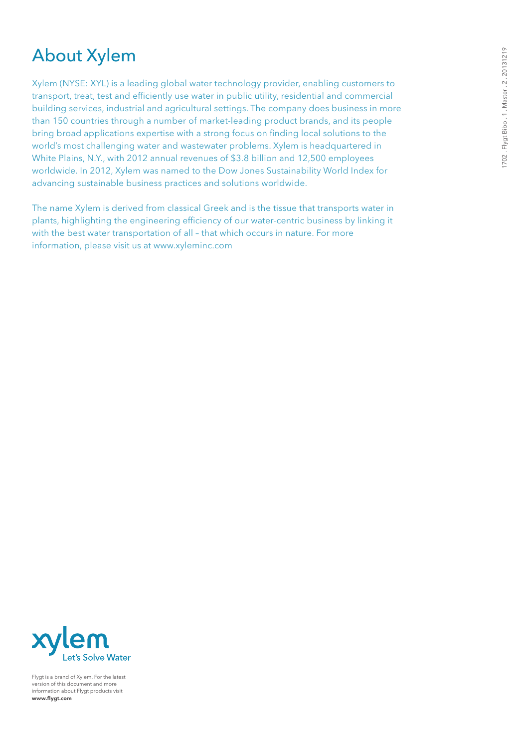# About Xylem

Xylem (NYSE: XYL) is a leading global water technology provider, enabling customers to transport, treat, test and efficiently use water in public utility, residential and commercial building services, industrial and agricultural settings. The company does business in more than 150 countries through a number of market-leading product brands, and its people bring broad applications expertise with a strong focus on finding local solutions to the world's most challenging water and wastewater problems. Xylem is headquartered in White Plains, N.Y., with 2012 annual revenues of $3.8 billion and 12,500 employees worldwide. In 2012, Xylem was named to the Dow Jones Sustainability World Index for advancing sustainable business practices and solutions worldwide.

The name Xylem is derived from classical Greek and is the tissue that transports water in plants, highlighting the engineering efficiency of our water-centric business by linking it with the best water transportation of all – that which occurs in nature. For more information, please visit us at www.xyleminc.com

1702 . Flygt Bibo . 1 . Master . 2 . 20131219

xylem
Let's Solve Water

Flygt is a brand of Xylem. For the latest version of this document and more information about Flygt products visit **www.flygt.com**